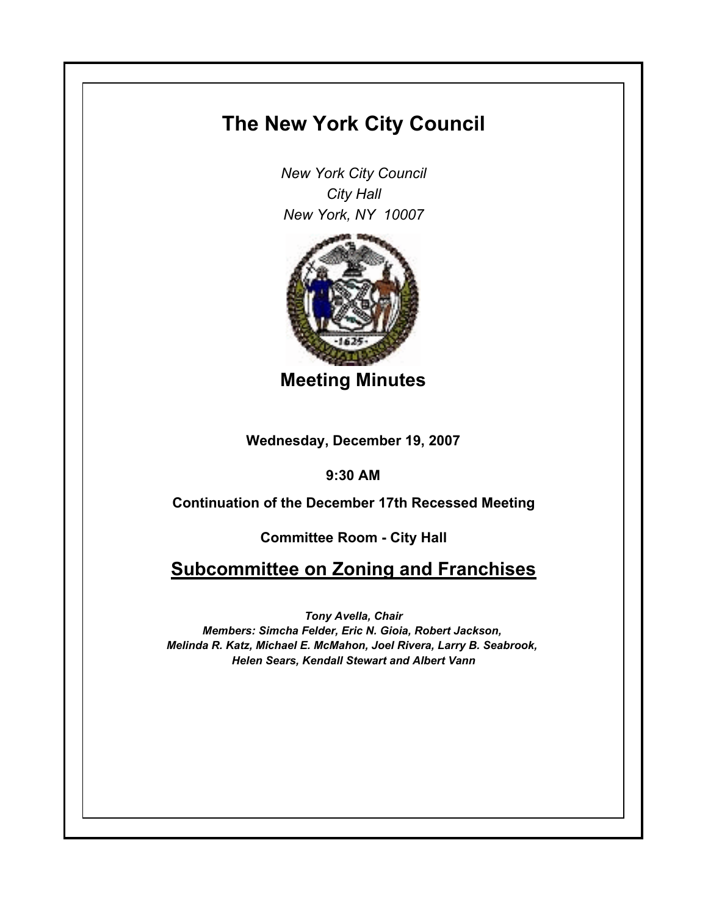# The New York City Council

*New York City Council*
*City Hall*
*New York, NY 10007*

## Meeting Minutes

**Wednesday, December 19, 2007**

**9:30 AM**

**Continuation of the December 17th Recessed Meeting**

**Committee Room - City Hall**

## Subcommittee on Zoning and Franchises

***Tony Avella, Chair***
***Members: Simcha Felder, Eric N. Gioia, Robert Jackson, Melinda R. Katz, Michael E. McMahon, Joel Rivera, Larry B. Seabrook, Helen Sears, Kendall Stewart and Albert Vann***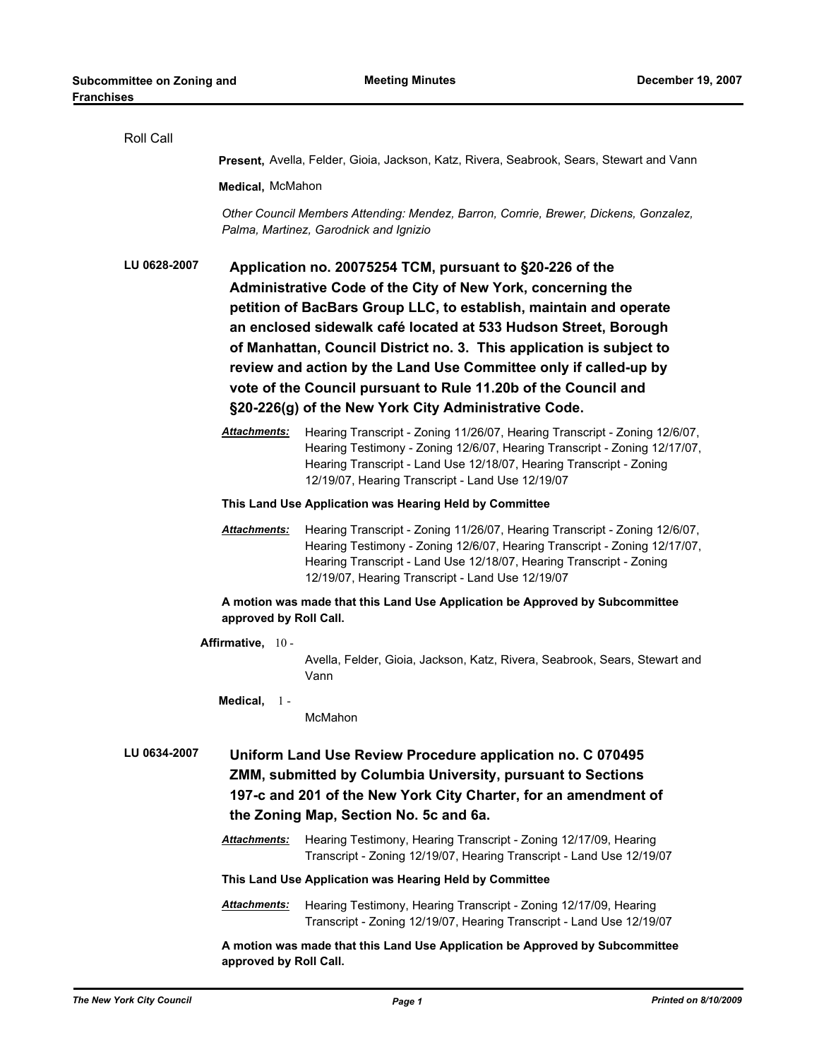Roll Call

**Present,** Avella, Felder, Gioia, Jackson, Katz, Rivera, Seabrook, Sears, Stewart and Vann

**Medical,** McMahon

*Other Council Members Attending: Mendez, Barron, Comrie, Brewer, Dickens, Gonzalez, Palma, Martinez, Garodnick and Ignizio*

**LU 0628-2007**

**Application no. 20075254 TCM, pursuant to §20-226 of the Administrative Code of the City of New York, concerning the petition of BacBars Group LLC, to establish, maintain and operate an enclosed sidewalk café located at 533 Hudson Street, Borough of Manhattan, Council District no. 3. This application is subject to review and action by the Land Use Committee only if called-up by vote of the Council pursuant to Rule 11.20b of the Council and §20-226(g) of the New York City Administrative Code.**

***Attachments:*** Hearing Transcript - Zoning 11/26/07, Hearing Transcript - Zoning 12/6/07, Hearing Testimony - Zoning 12/6/07, Hearing Transcript - Zoning 12/17/07, Hearing Transcript - Land Use 12/18/07, Hearing Transcript - Zoning 12/19/07, Hearing Transcript - Land Use 12/19/07

**This Land Use Application was Hearing Held by Committee**

***Attachments:*** Hearing Transcript - Zoning 11/26/07, Hearing Transcript - Zoning 12/6/07, Hearing Testimony - Zoning 12/6/07, Hearing Transcript - Zoning 12/17/07, Hearing Transcript - Land Use 12/18/07, Hearing Transcript - Zoning 12/19/07, Hearing Transcript - Land Use 12/19/07

**A motion was made that this Land Use Application be Approved by Subcommittee approved by Roll Call.**

**Affirmative,** 10 - Avella, Felder, Gioia, Jackson, Katz, Rivera, Seabrook, Sears, Stewart and Vann

**Medical,** 1 - McMahon

**LU 0634-2007**

**Uniform Land Use Review Procedure application no. C 070495 ZMM, submitted by Columbia University, pursuant to Sections 197-c and 201 of the New York City Charter, for an amendment of the Zoning Map, Section No. 5c and 6a.**

***Attachments:*** Hearing Testimony, Hearing Transcript - Zoning 12/17/09, Hearing Transcript - Zoning 12/19/07, Hearing Transcript - Land Use 12/19/07

**This Land Use Application was Hearing Held by Committee**

***Attachments:*** Hearing Testimony, Hearing Transcript - Zoning 12/17/09, Hearing Transcript - Zoning 12/19/07, Hearing Transcript - Land Use 12/19/07

**A motion was made that this Land Use Application be Approved by Subcommittee approved by Roll Call.**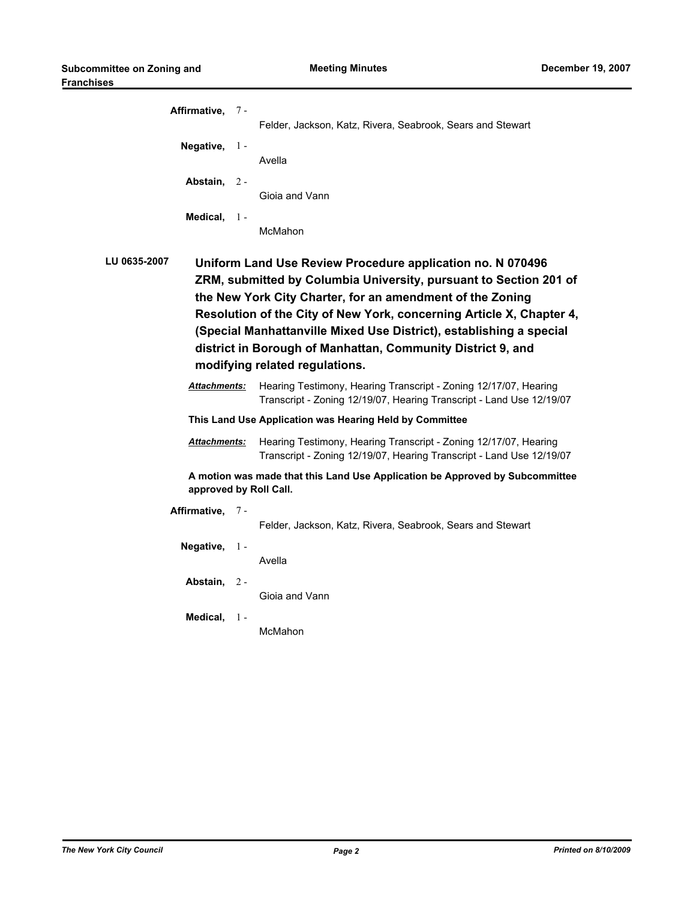**Affirmative,** 7 - Felder, Jackson, Katz, Rivera, Seabrook, Sears and Stewart

**Negative,** 1 - Avella

**Abstain,** 2 - Gioia and Vann

**Medical,** 1 - McMahon

**LU 0635-2007** **Uniform Land Use Review Procedure application no. N 070496 ZRM, submitted by Columbia University, pursuant to Section 201 of the New York City Charter, for an amendment of the Zoning Resolution of the City of New York, concerning Article X, Chapter 4, (Special Manhattanville Mixed Use District), establishing a special district in Borough of Manhattan, Community District 9, and modifying related regulations.**

***Attachments:*** Hearing Testimony, Hearing Transcript - Zoning 12/17/07, Hearing Transcript - Zoning 12/19/07, Hearing Transcript - Land Use 12/19/07

**This Land Use Application was Hearing Held by Committee**

***Attachments:*** Hearing Testimony, Hearing Transcript - Zoning 12/17/07, Hearing Transcript - Zoning 12/19/07, Hearing Transcript - Land Use 12/19/07

**A motion was made that this Land Use Application be Approved by Subcommittee approved by Roll Call.**

**Affirmative,** 7 - Felder, Jackson, Katz, Rivera, Seabrook, Sears and Stewart

**Negative,** 1 - Avella

**Abstain,** 2 - Gioia and Vann

**Medical,** 1 - McMahon